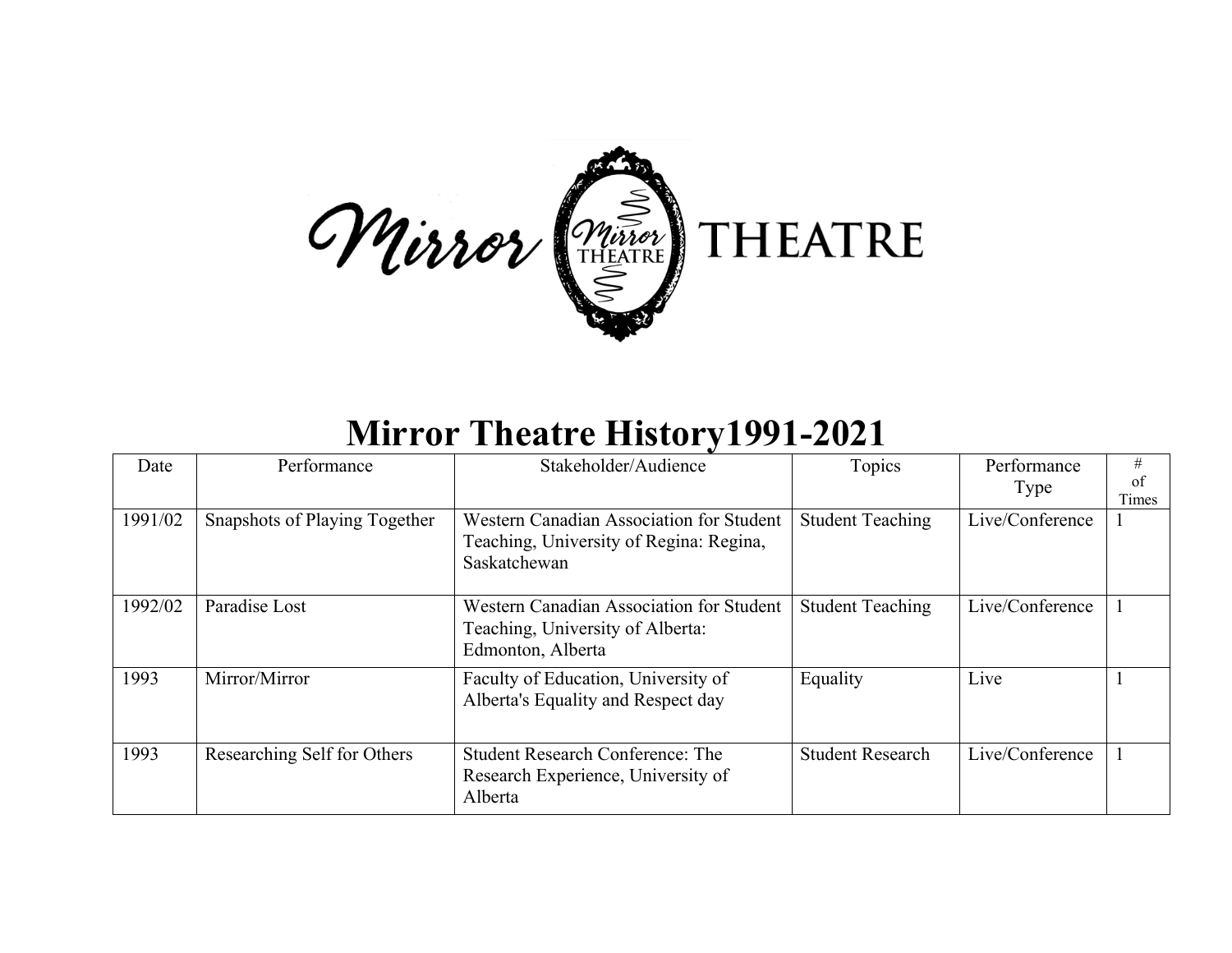# Mirror Theatre History1991-2021

| Date | Performance | Stakeholder/Audience | Topics | Performance Type | # of Times |
|---|---|---|---|---|---|
| 1991/02 | Snapshots of Playing Together | Western Canadian Association for Student Teaching, University of Regina: Regina, Saskatchewan | Student Teaching | Live/Conference | 1 |
| 1992/02 | Paradise Lost | Western Canadian Association for Student Teaching, University of Alberta: Edmonton, Alberta | Student Teaching | Live/Conference | 1 |
| 1993 | Mirror/Mirror | Faculty of Education, University of Alberta's Equality and Respect day | Equality | Live | 1 |
| 1993 | Researching Self for Others | Student Research Conference: The Research Experience, University of Alberta | Student Research | Live/Conference | 1 |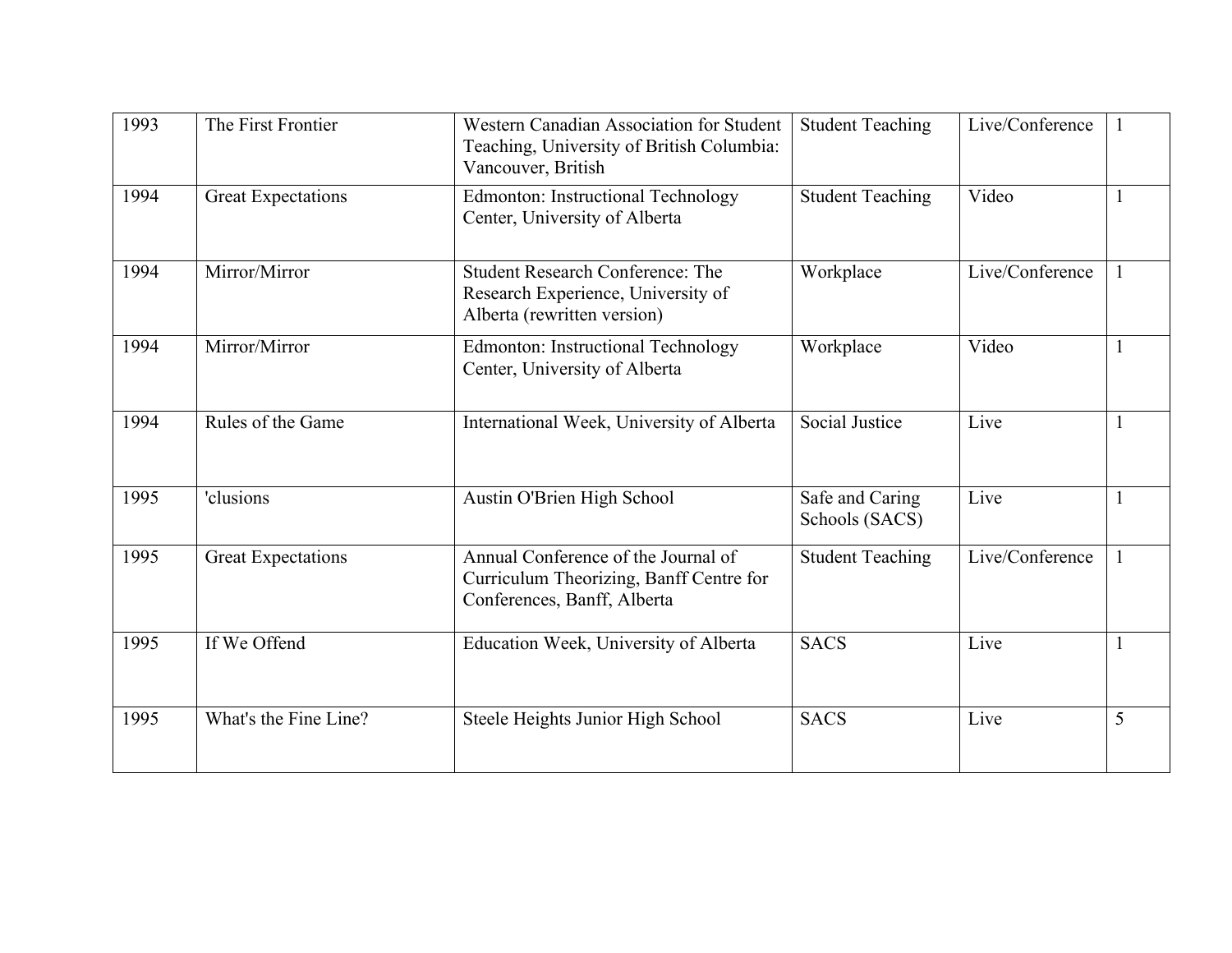| 1993 | The First Frontier | Western Canadian Association for Student Teaching, University of British Columbia: Vancouver, British | Student Teaching | Live/Conference | 1 |
|---|---|---|---|---|---|
| 1994 | Great Expectations | Edmonton: Instructional Technology Center, University of Alberta | Student Teaching | Video | 1 |
| 1994 | Mirror/Mirror | Student Research Conference: The Research Experience, University of Alberta (rewritten version) | Workplace | Live/Conference | 1 |
| 1994 | Mirror/Mirror | Edmonton: Instructional Technology Center, University of Alberta | Workplace | Video | 1 |
| 1994 | Rules of the Game | International Week, University of Alberta | Social Justice | Live | 1 |
| 1995 | 'clusions | Austin O'Brien High School | Safe and Caring Schools (SACS) | Live | 1 |
| 1995 | Great Expectations | Annual Conference of the Journal of Curriculum Theorizing, Banff Centre for Conferences, Banff, Alberta | Student Teaching | Live/Conference | 1 |
| 1995 | If We Offend | Education Week, University of Alberta | SACS | Live | 1 |
| 1995 | What's the Fine Line? | Steele Heights Junior High School | SACS | Live | 5 |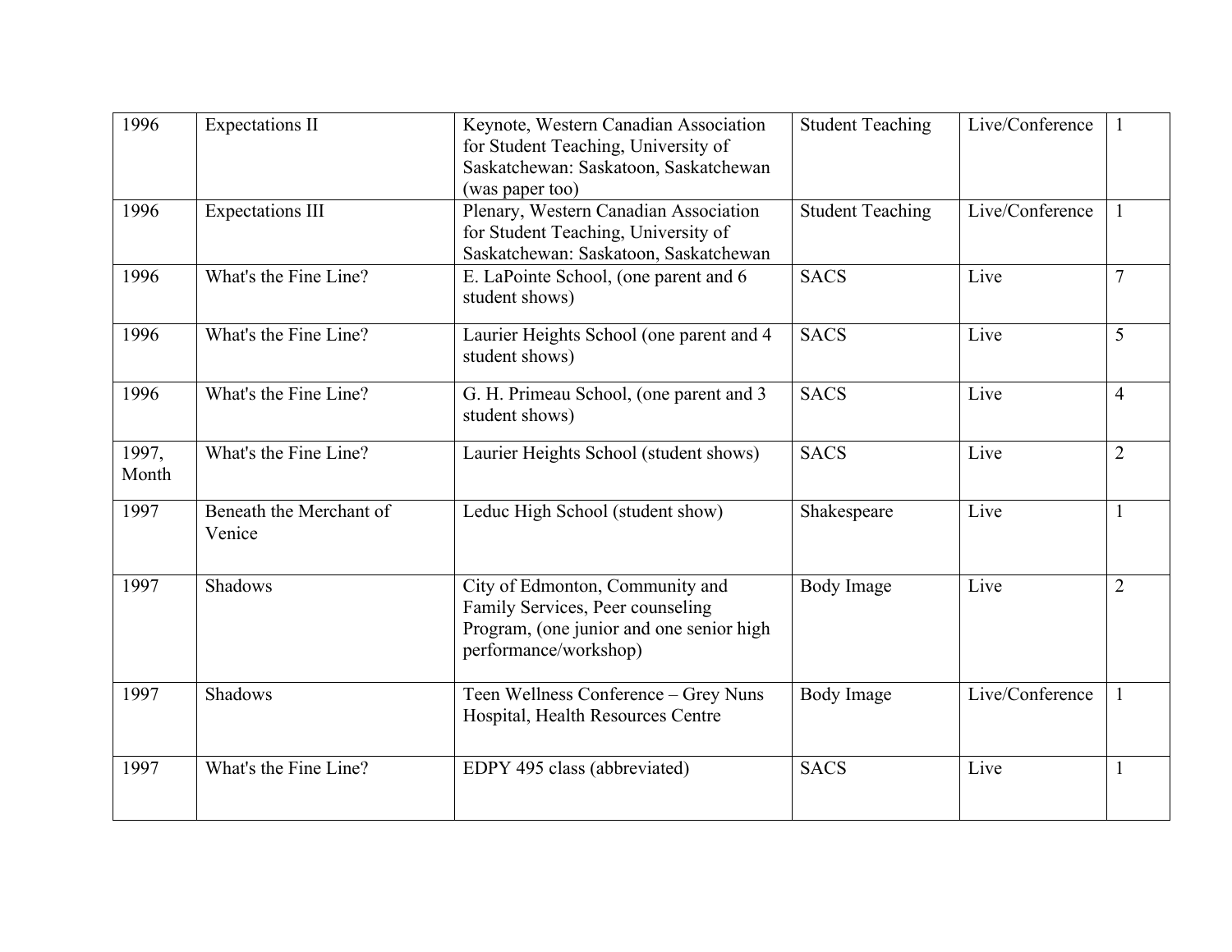| | | | | | |
|---|---|---|---|---|---|
| 1996 | Expectations II | Keynote, Western Canadian Association for Student Teaching, University of Saskatchewan: Saskatoon, Saskatchewan (was paper too) | Student Teaching | Live/Conference | 1 |
| 1996 | Expectations III | Plenary, Western Canadian Association for Student Teaching, University of Saskatchewan: Saskatoon, Saskatchewan | Student Teaching | Live/Conference | 1 |
| 1996 | What's the Fine Line? | E. LaPointe School, (one parent and 6 student shows) | SACS | Live | 7 |
| 1996 | What's the Fine Line? | Laurier Heights School (one parent and 4 student shows) | SACS | Live | 5 |
| 1996 | What's the Fine Line? | G. H. Primeau School, (one parent and 3 student shows) | SACS | Live | 4 |
| 1997, Month | What's the Fine Line? | Laurier Heights School (student shows) | SACS | Live | 2 |
| 1997 | Beneath the Merchant of Venice | Leduc High School (student show) | Shakespeare | Live | 1 |
| 1997 | Shadows | City of Edmonton, Community and Family Services, Peer counseling Program, (one junior and one senior high performance/workshop) | Body Image | Live | 2 |
| 1997 | Shadows | Teen Wellness Conference – Grey Nuns Hospital, Health Resources Centre | Body Image | Live/Conference | 1 |
| 1997 | What's the Fine Line? | EDPY 495 class (abbreviated) | SACS | Live | 1 |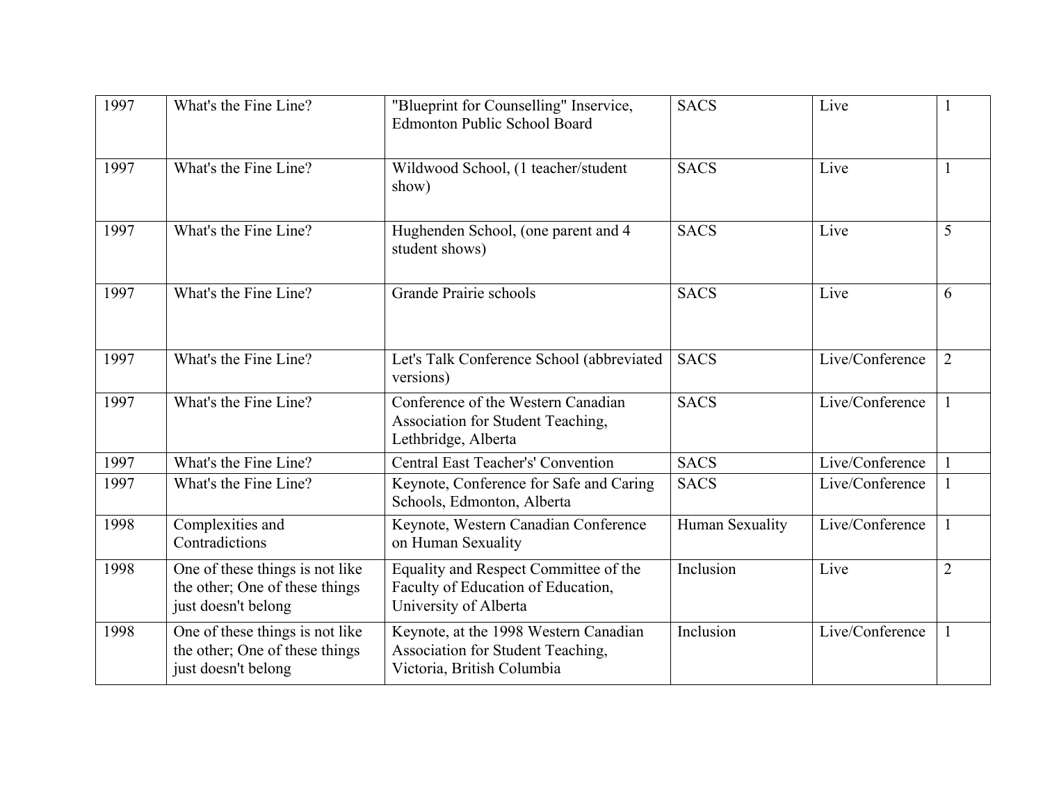| 1997 | What's the Fine Line? | "Blueprint for Counselling" Inservice, Edmonton Public School Board | SACS | Live | 1 |
|---|---|---|---|---|---|
| 1997 | What's the Fine Line? | Wildwood School, (1 teacher/student show) | SACS | Live | 1 |
| 1997 | What's the Fine Line? | Hughenden School, (one parent and 4 student shows) | SACS | Live | 5 |
| 1997 | What's the Fine Line? | Grande Prairie schools | SACS | Live | 6 |
| 1997 | What's the Fine Line? | Let's Talk Conference School (abbreviated versions) | SACS | Live/Conference | 2 |
| 1997 | What's the Fine Line? | Conference of the Western Canadian Association for Student Teaching, Lethbridge, Alberta | SACS | Live/Conference | 1 |
| 1997 | What's the Fine Line? | Central East Teacher's' Convention | SACS | Live/Conference | 1 |
| 1997 | What's the Fine Line? | Keynote, Conference for Safe and Caring Schools, Edmonton, Alberta | SACS | Live/Conference | 1 |
| 1998 | Complexities and Contradictions | Keynote, Western Canadian Conference on Human Sexuality | Human Sexuality | Live/Conference | 1 |
| 1998 | One of these things is not like the other; One of these things just doesn't belong | Equality and Respect Committee of the Faculty of Education of Education, University of Alberta | Inclusion | Live | 2 |
| 1998 | One of these things is not like the other; One of these things just doesn't belong | Keynote, at the 1998 Western Canadian Association for Student Teaching, Victoria, British Columbia | Inclusion | Live/Conference | 1 |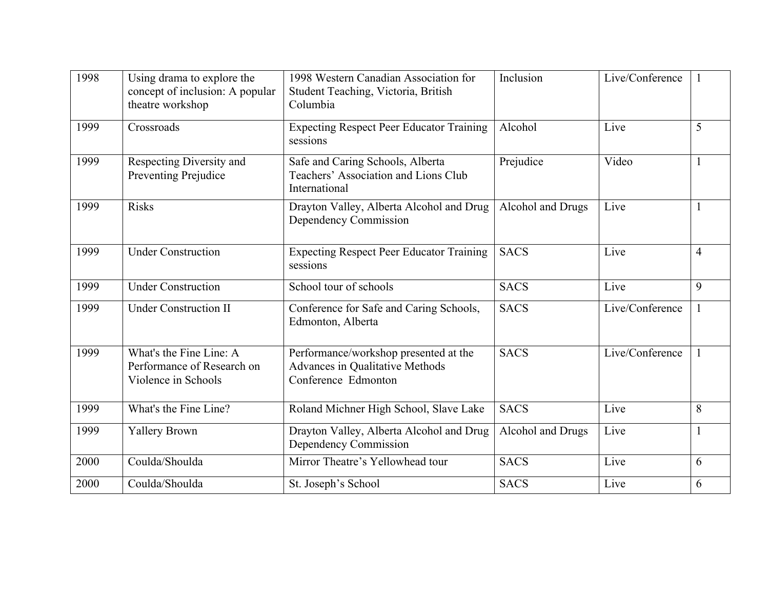| 1998 | Using drama to explore the concept of inclusion: A popular theatre workshop | 1998 Western Canadian Association for Student Teaching, Victoria, British Columbia | Inclusion | Live/Conference | 1 |
|---|---|---|---|---|---|
| 1999 | Crossroads | Expecting Respect Peer Educator Training sessions | Alcohol | Live | 5 |
| 1999 | Respecting Diversity and Preventing Prejudice | Safe and Caring Schools, Alberta Teachers' Association and Lions Club International | Prejudice | Video | 1 |
| 1999 | Risks | Drayton Valley, Alberta Alcohol and Drug Dependency Commission | Alcohol and Drugs | Live | 1 |
| 1999 | Under Construction | Expecting Respect Peer Educator Training sessions | SACS | Live | 4 |
| 1999 | Under Construction | School tour of schools | SACS | Live | 9 |
| 1999 | Under Construction II | Conference for Safe and Caring Schools, Edmonton, Alberta | SACS | Live/Conference | 1 |
| 1999 | What's the Fine Line: A Performance of Research on Violence in Schools | Performance/workshop presented at the Advances in Qualitative Methods Conference Edmonton | SACS | Live/Conference | 1 |
| 1999 | What's the Fine Line? | Roland Michner High School, Slave Lake | SACS | Live | 8 |
| 1999 | Yallery Brown | Drayton Valley, Alberta Alcohol and Drug Dependency Commission | Alcohol and Drugs | Live | 1 |
| 2000 | Coulda/Shoulda | Mirror Theatre's Yellowhead tour | SACS | Live | 6 |
| 2000 | Coulda/Shoulda | St. Joseph's School | SACS | Live | 6 |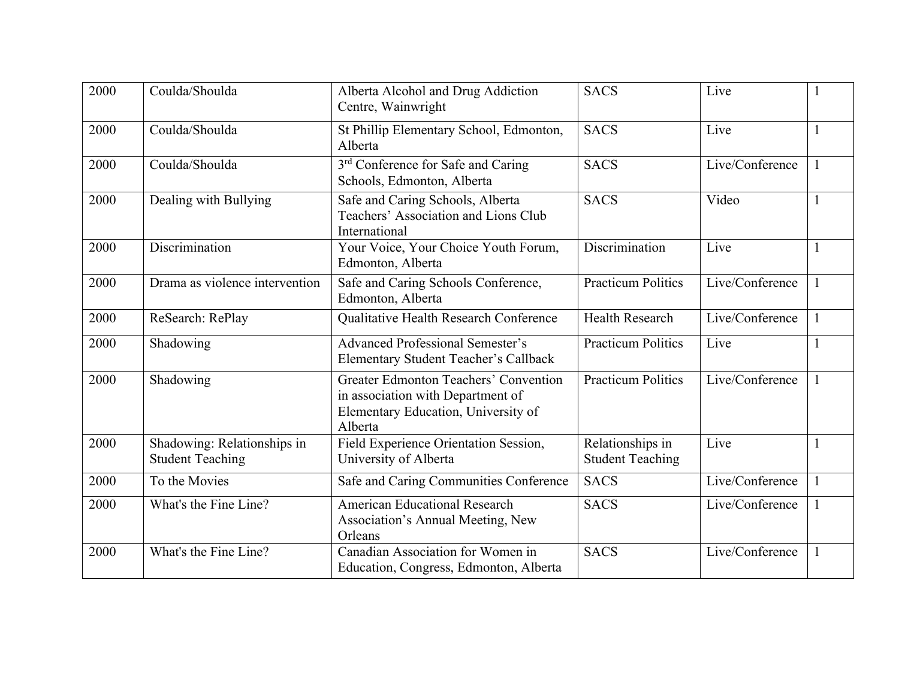| | | | | | |
|---|---|---|---|---|---|
| 2000 | Coulda/Shoulda | Alberta Alcohol and Drug Addiction Centre, Wainwright | SACS | Live | 1 |
| 2000 | Coulda/Shoulda | St Phillip Elementary School, Edmonton, Alberta | SACS | Live | 1 |
| 2000 | Coulda/Shoulda | 3rd Conference for Safe and Caring Schools, Edmonton, Alberta | SACS | Live/Conference | 1 |
| 2000 | Dealing with Bullying | Safe and Caring Schools, Alberta Teachers' Association and Lions Club International | SACS | Video | 1 |
| 2000 | Discrimination | Your Voice, Your Choice Youth Forum, Edmonton, Alberta | Discrimination | Live | 1 |
| 2000 | Drama as violence intervention | Safe and Caring Schools Conference, Edmonton, Alberta | Practicum Politics | Live/Conference | 1 |
| 2000 | ReSearch: RePlay | Qualitative Health Research Conference | Health Research | Live/Conference | 1 |
| 2000 | Shadowing | Advanced Professional Semester's Elementary Student Teacher's Callback | Practicum Politics | Live | 1 |
| 2000 | Shadowing | Greater Edmonton Teachers' Convention in association with Department of Elementary Education, University of Alberta | Practicum Politics | Live/Conference | 1 |
| 2000 | Shadowing: Relationships in Student Teaching | Field Experience Orientation Session, University of Alberta | Relationships in Student Teaching | Live | 1 |
| 2000 | To the Movies | Safe and Caring Communities Conference | SACS | Live/Conference | 1 |
| 2000 | What's the Fine Line? | American Educational Research Association's Annual Meeting, New Orleans | SACS | Live/Conference | 1 |
| 2000 | What's the Fine Line? | Canadian Association for Women in Education, Congress, Edmonton, Alberta | SACS | Live/Conference | 1 |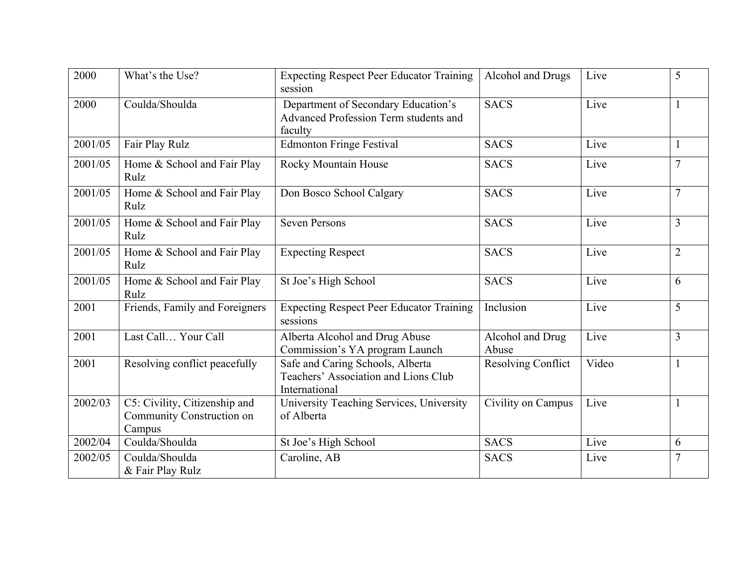| 2000 | What's the Use? | Expecting Respect Peer Educator Training session | Alcohol and Drugs | Live | 5 |
|---|---|---|---|---|---|
| 2000 | Coulda/Shoulda | Department of Secondary Education's Advanced Profession Term students and faculty | SACS | Live | 1 |
| 2001/05 | Fair Play Rulz | Edmonton Fringe Festival | SACS | Live | 1 |
| 2001/05 | Home & School and Fair Play Rulz | Rocky Mountain House | SACS | Live | 7 |
| 2001/05 | Home & School and Fair Play Rulz | Don Bosco School Calgary | SACS | Live | 7 |
| 2001/05 | Home & School and Fair Play Rulz | Seven Persons | SACS | Live | 3 |
| 2001/05 | Home & School and Fair Play Rulz | Expecting Respect | SACS | Live | 2 |
| 2001/05 | Home & School and Fair Play Rulz | St Joe's High School | SACS | Live | 6 |
| 2001 | Friends, Family and Foreigners | Expecting Respect Peer Educator Training sessions | Inclusion | Live | 5 |
| 2001 | Last Call… Your Call | Alberta Alcohol and Drug Abuse Commission's YA program Launch | Alcohol and Drug Abuse | Live | 3 |
| 2001 | Resolving conflict peacefully | Safe and Caring Schools, Alberta Teachers' Association and Lions Club International | Resolving Conflict | Video | 1 |
| 2002/03 | C5: Civility, Citizenship and Community Construction on Campus | University Teaching Services, University of Alberta | Civility on Campus | Live | 1 |
| 2002/04 | Coulda/Shoulda | St Joe's High School | SACS | Live | 6 |
| 2002/05 | Coulda/Shoulda & Fair Play Rulz | Caroline, AB | SACS | Live | 7 |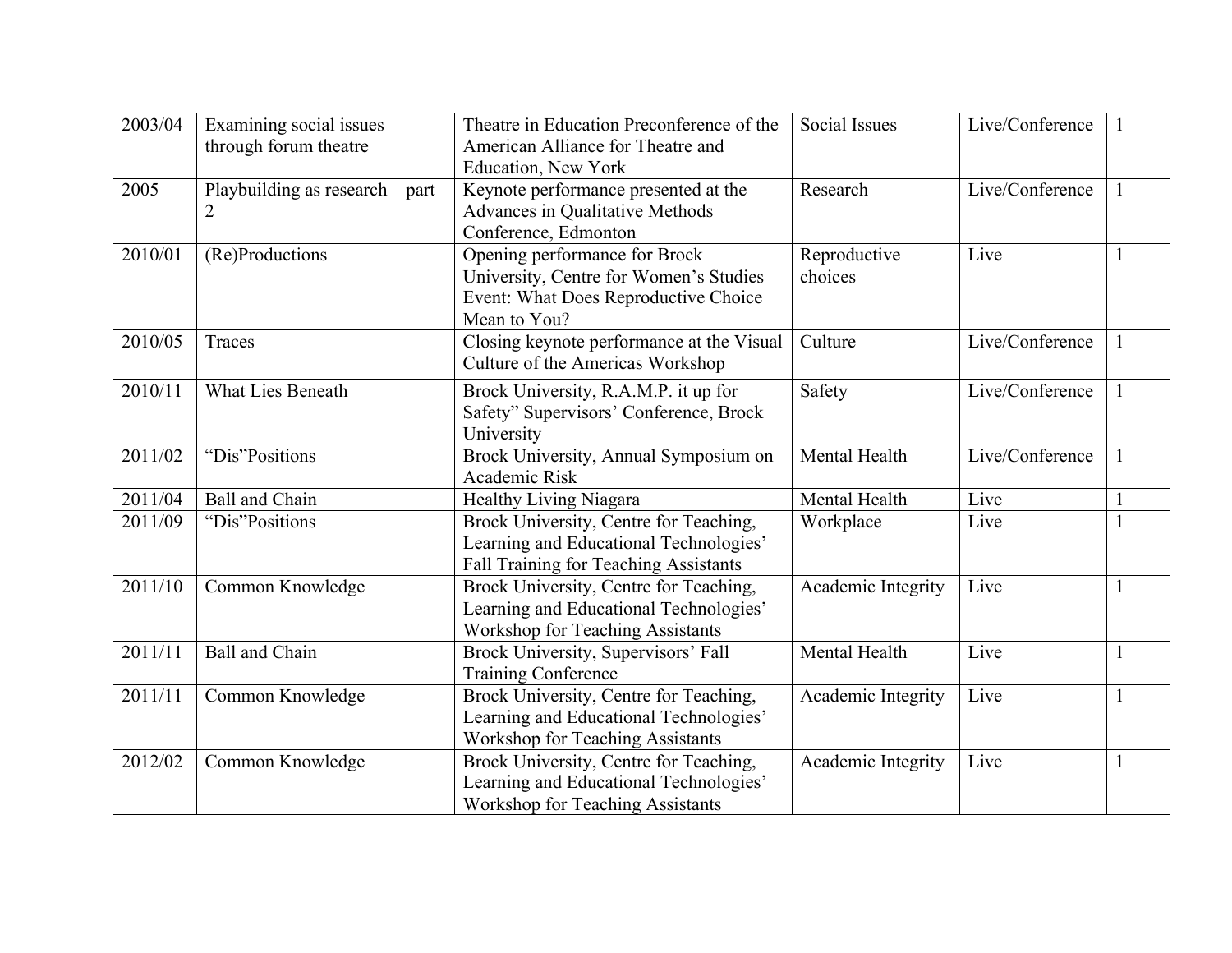| | | | | | |
|---|---|---|---|---|---|
| 2003/04 | Examining social issues through forum theatre | Theatre in Education Preconference of the American Alliance for Theatre and Education, New York | Social Issues | Live/Conference | 1 |
| 2005 | Playbuilding as research – part 2 | Keynote performance presented at the Advances in Qualitative Methods Conference, Edmonton | Research | Live/Conference | 1 |
| 2010/01 | (Re)Productions | Opening performance for Brock University, Centre for Women's Studies Event: What Does Reproductive Choice Mean to You? | Reproductive choices | Live | 1 |
| 2010/05 | Traces | Closing keynote performance at the Visual Culture of the Americas Workshop | Culture | Live/Conference | 1 |
| 2010/11 | What Lies Beneath | Brock University, R.A.M.P. it up for Safety" Supervisors' Conference, Brock University | Safety | Live/Conference | 1 |
| 2011/02 | "Dis"Positions | Brock University, Annual Symposium on Academic Risk | Mental Health | Live/Conference | 1 |
| 2011/04 | Ball and Chain | Healthy Living Niagara | Mental Health | Live | 1 |
| 2011/09 | "Dis"Positions | Brock University, Centre for Teaching, Learning and Educational Technologies' Fall Training for Teaching Assistants | Workplace | Live | 1 |
| 2011/10 | Common Knowledge | Brock University, Centre for Teaching, Learning and Educational Technologies' Workshop for Teaching Assistants | Academic Integrity | Live | 1 |
| 2011/11 | Ball and Chain | Brock University, Supervisors' Fall Training Conference | Mental Health | Live | 1 |
| 2011/11 | Common Knowledge | Brock University, Centre for Teaching, Learning and Educational Technologies' Workshop for Teaching Assistants | Academic Integrity | Live | 1 |
| 2012/02 | Common Knowledge | Brock University, Centre for Teaching, Learning and Educational Technologies' Workshop for Teaching Assistants | Academic Integrity | Live | 1 |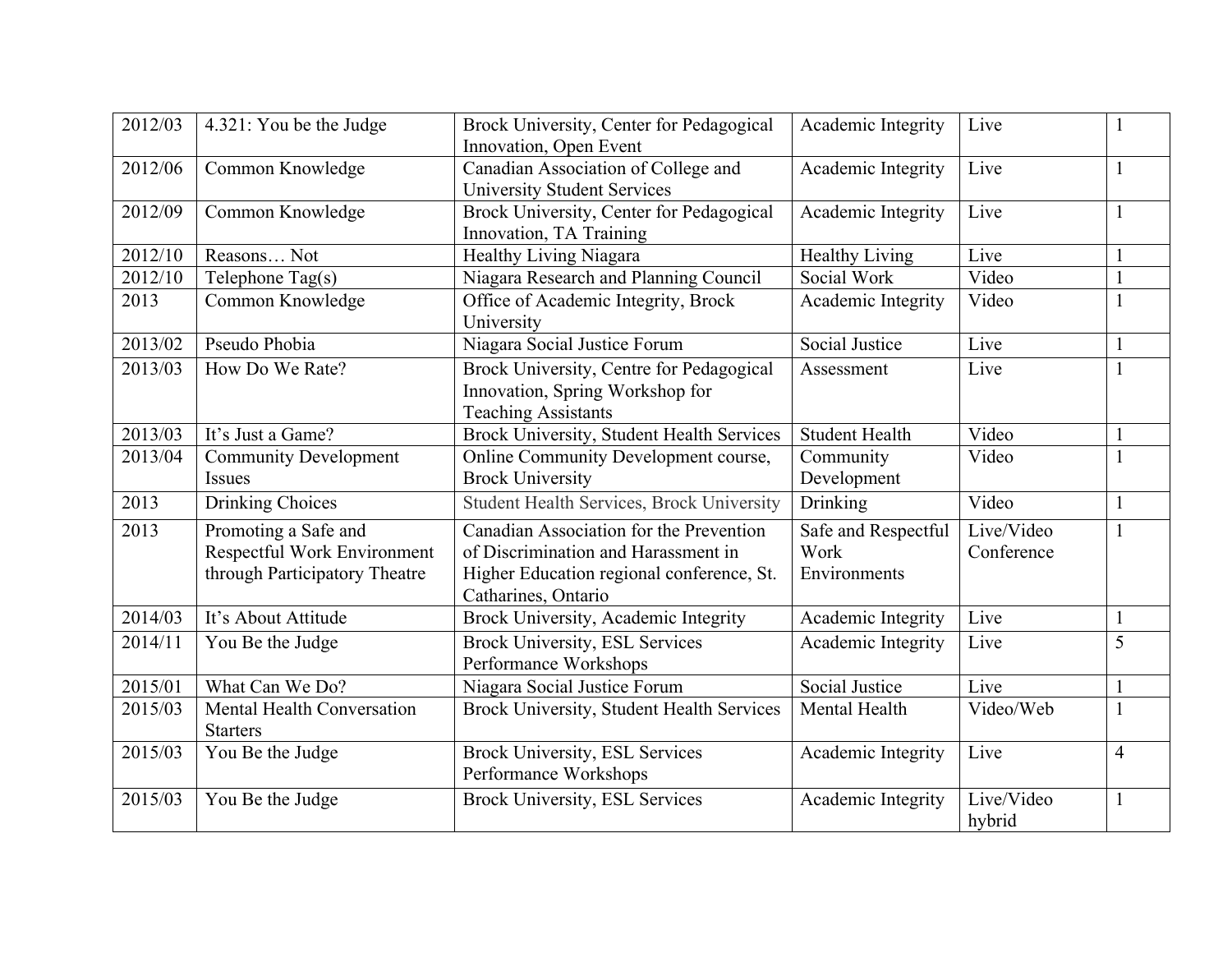| 2012/03 | 4.321: You be the Judge | Brock University, Center for Pedagogical Innovation, Open Event | Academic Integrity | Live | 1 |
|---|---|---|---|---|---|
| 2012/06 | Common Knowledge | Canadian Association of College and University Student Services | Academic Integrity | Live | 1 |
| 2012/09 | Common Knowledge | Brock University, Center for Pedagogical Innovation, TA Training | Academic Integrity | Live | 1 |
| 2012/10 | Reasons… Not | Healthy Living Niagara | Healthy Living | Live | 1 |
| 2012/10 | Telephone Tag(s) | Niagara Research and Planning Council | Social Work | Video | 1 |
| 2013 | Common Knowledge | Office of Academic Integrity, Brock University | Academic Integrity | Video | 1 |
| 2013/02 | Pseudo Phobia | Niagara Social Justice Forum | Social Justice | Live | 1 |
| 2013/03 | How Do We Rate? | Brock University, Centre for Pedagogical Innovation, Spring Workshop for Teaching Assistants | Assessment | Live | 1 |
| 2013/03 | It's Just a Game? | Brock University, Student Health Services | Student Health | Video | 1 |
| 2013/04 | Community Development Issues | Online Community Development course, Brock University | Community Development | Video | 1 |
| 2013 | Drinking Choices | Student Health Services, Brock University | Drinking | Video | 1 |
| 2013 | Promoting a Safe and Respectful Work Environment through Participatory Theatre | Canadian Association for the Prevention of Discrimination and Harassment in Higher Education regional conference, St. Catharines, Ontario | Safe and Respectful Work Environments | Live/Video Conference | 1 |
| 2014/03 | It's About Attitude | Brock University, Academic Integrity | Academic Integrity | Live | 1 |
| 2014/11 | You Be the Judge | Brock University, ESL Services Performance Workshops | Academic Integrity | Live | 5 |
| 2015/01 | What Can We Do? | Niagara Social Justice Forum | Social Justice | Live | 1 |
| 2015/03 | Mental Health Conversation Starters | Brock University, Student Health Services | Mental Health | Video/Web | 1 |
| 2015/03 | You Be the Judge | Brock University, ESL Services Performance Workshops | Academic Integrity | Live | 4 |
| 2015/03 | You Be the Judge | Brock University, ESL Services | Academic Integrity | Live/Video hybrid | 1 |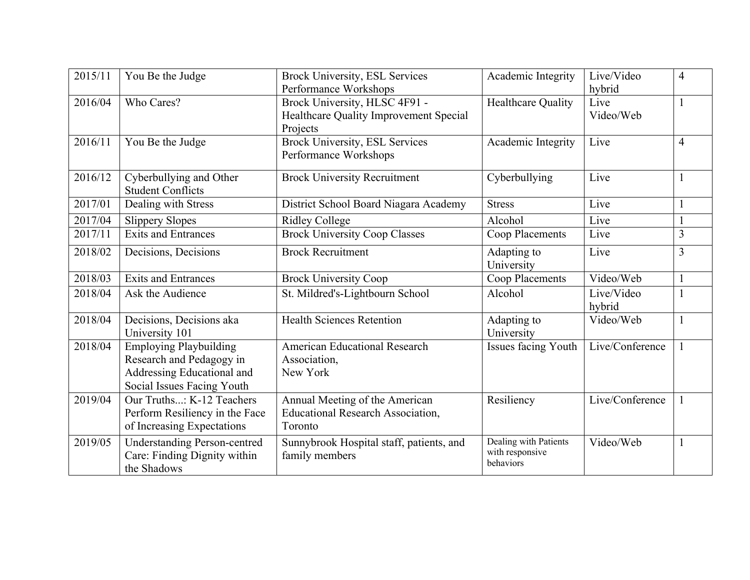| 2015/11 | You Be the Judge | Brock University, ESL Services Performance Workshops | Academic Integrity | Live/Video hybrid | 4 |
|---|---|---|---|---|---|
| 2016/04 | Who Cares? | Brock University, HLSC 4F91 - Healthcare Quality Improvement Special Projects | Healthcare Quality | Live Video/Web | 1 |
| 2016/11 | You Be the Judge | Brock University, ESL Services Performance Workshops | Academic Integrity | Live | 4 |
| 2016/12 | Cyberbullying and Other Student Conflicts | Brock University Recruitment | Cyberbullying | Live | 1 |
| 2017/01 | Dealing with Stress | District School Board Niagara Academy | Stress | Live | 1 |
| 2017/04 | Slippery Slopes | Ridley College | Alcohol | Live | 1 |
| 2017/11 | Exits and Entrances | Brock University Coop Classes | Coop Placements | Live | 3 |
| 2018/02 | Decisions, Decisions | Brock Recruitment | Adapting to University | Live | 3 |
| 2018/03 | Exits and Entrances | Brock University Coop | Coop Placements | Video/Web | 1 |
| 2018/04 | Ask the Audience | St. Mildred's-Lightbourn School | Alcohol | Live/Video hybrid | 1 |
| 2018/04 | Decisions, Decisions aka University 101 | Health Sciences Retention | Adapting to University | Video/Web | 1 |
| 2018/04 | Employing Playbuilding Research and Pedagogy in Addressing Educational and Social Issues Facing Youth | American Educational Research Association, New York | Issues facing Youth | Live/Conference | 1 |
| 2019/04 | Our Truths...: K-12 Teachers Perform Resiliency in the Face of Increasing Expectations | Annual Meeting of the American Educational Research Association, Toronto | Resiliency | Live/Conference | 1 |
| 2019/05 | Understanding Person-centred Care: Finding Dignity within the Shadows | Sunnybrook Hospital staff, patients, and family members | Dealing with Patients with responsive behaviors | Video/Web | 1 |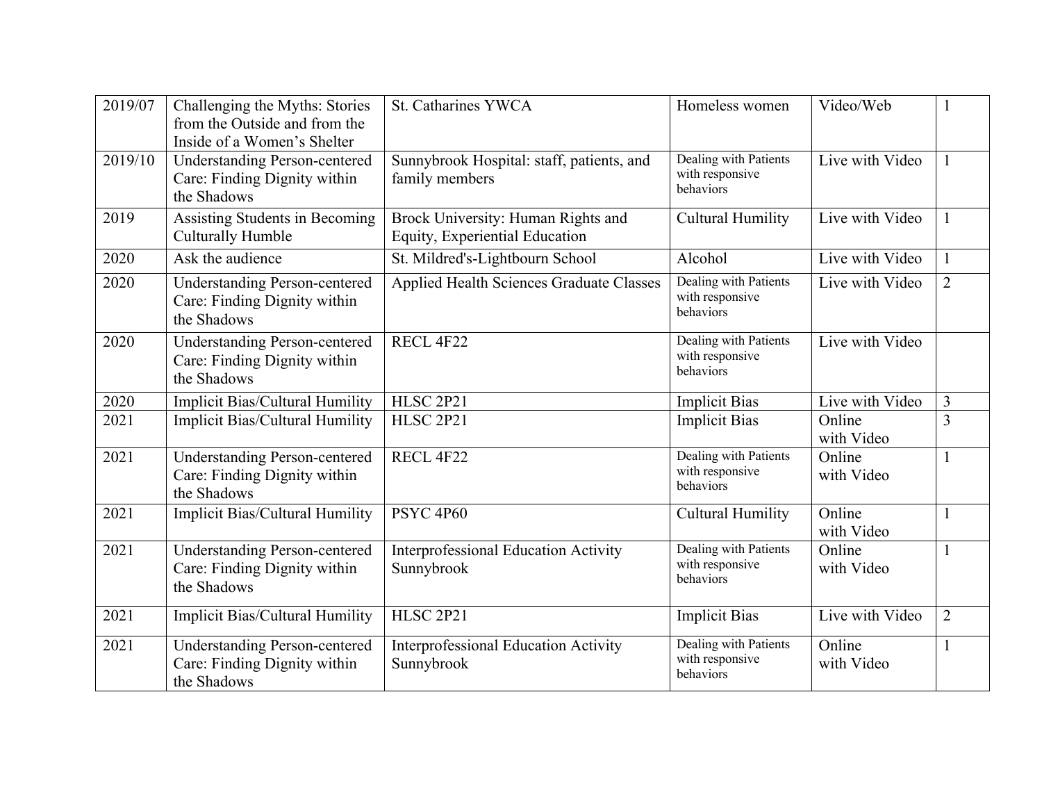| | | | | | |
|---|---|---|---|---|---|
| 2019/07 | Challenging the Myths: Stories from the Outside and from the Inside of a Women's Shelter | St. Catharines YWCA | Homeless women | Video/Web | 1 |
| 2019/10 | Understanding Person-centered Care: Finding Dignity within the Shadows | Sunnybrook Hospital: staff, patients, and family members | Dealing with Patients with responsive behaviors | Live with Video | 1 |
| 2019 | Assisting Students in Becoming Culturally Humble | Brock University: Human Rights and Equity, Experiential Education | Cultural Humility | Live with Video | 1 |
| 2020 | Ask the audience | St. Mildred's-Lightbourn School | Alcohol | Live with Video | 1 |
| 2020 | Understanding Person-centered Care: Finding Dignity within the Shadows | Applied Health Sciences Graduate Classes | Dealing with Patients with responsive behaviors | Live with Video | 2 |
| 2020 | Understanding Person-centered Care: Finding Dignity within the Shadows | RECL 4F22 | Dealing with Patients with responsive behaviors | Live with Video | |
| 2020 | Implicit Bias/Cultural Humility | HLSC 2P21 | Implicit Bias | Live with Video | 3 |
| 2021 | Implicit Bias/Cultural Humility | HLSC 2P21 | Implicit Bias | Online with Video | 3 |
| 2021 | Understanding Person-centered Care: Finding Dignity within the Shadows | RECL 4F22 | Dealing with Patients with responsive behaviors | Online with Video | 1 |
| 2021 | Implicit Bias/Cultural Humility | PSYC 4P60 | Cultural Humility | Online with Video | 1 |
| 2021 | Understanding Person-centered Care: Finding Dignity within the Shadows | Interprofessional Education Activity Sunnybrook | Dealing with Patients with responsive behaviors | Online with Video | 1 |
| 2021 | Implicit Bias/Cultural Humility | HLSC 2P21 | Implicit Bias | Live with Video | 2 |
| 2021 | Understanding Person-centered Care: Finding Dignity within the Shadows | Interprofessional Education Activity Sunnybrook | Dealing with Patients with responsive behaviors | Online with Video | 1 |